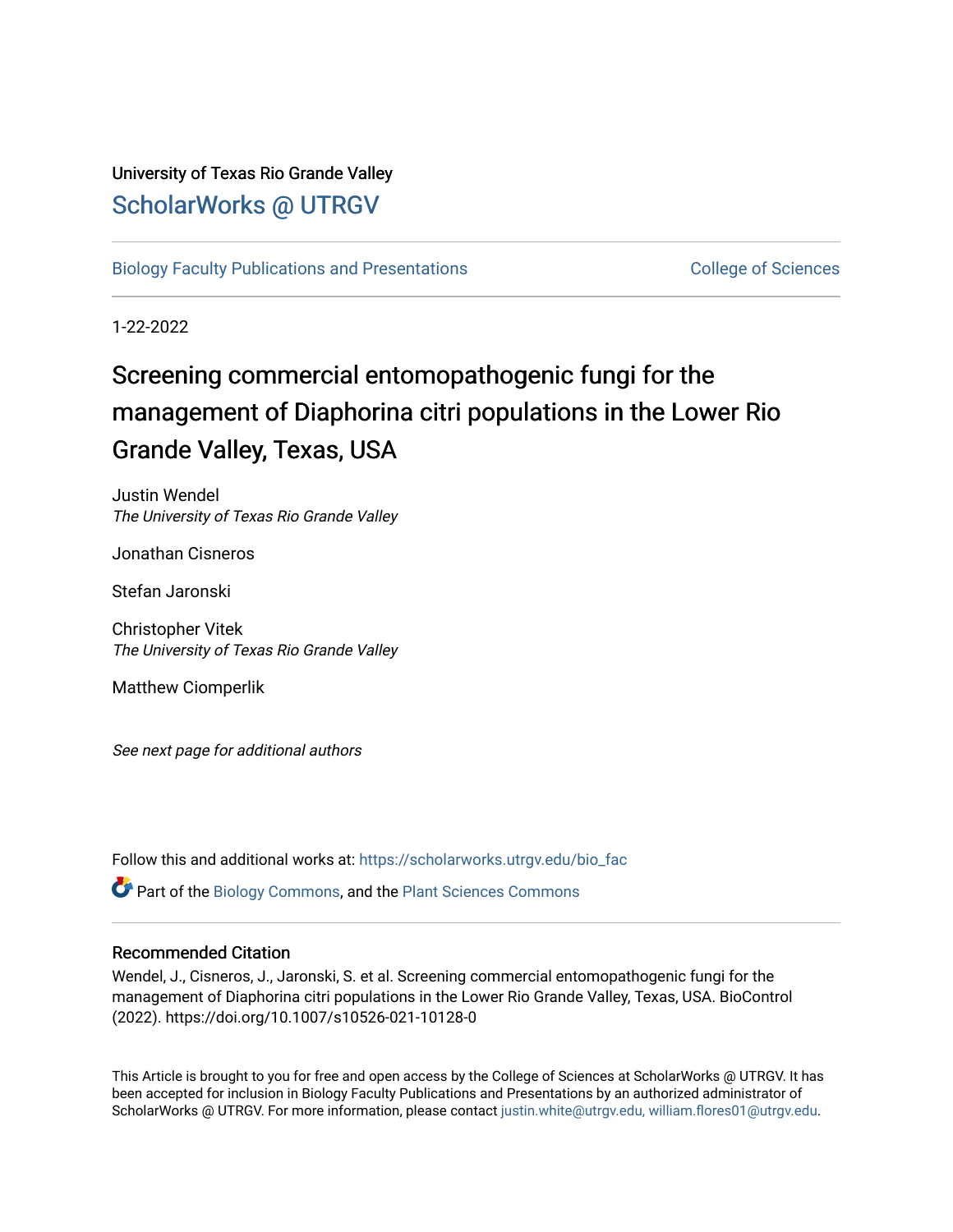University of Texas Rio Grande Valley

# ScholarWorks @ UTRGV

Biology Faculty Publications and Presentations

College of Sciences

1-22-2022

# Screening commercial entomopathogenic fungi for the management of Diaphorina citri populations in the Lower Rio Grande Valley, Texas, USA

Justin Wendel
*The University of Texas Rio Grande Valley*

Jonathan Cisneros

Stefan Jaronski

Christopher Vitek
*The University of Texas Rio Grande Valley*

Matthew Ciomperlik

*See next page for additional authors*

Follow this and additional works at: https://scholarworks.utrgv.edu/bio_fac

Part of the Biology Commons, and the Plant Sciences Commons

## Recommended Citation

Wendel, J., Cisneros, J., Jaronski, S. et al. Screening commercial entomopathogenic fungi for the management of Diaphorina citri populations in the Lower Rio Grande Valley, Texas, USA. BioControl (2022). https://doi.org/10.1007/s10526-021-10128-0

This Article is brought to you for free and open access by the College of Sciences at ScholarWorks @ UTRGV. It has been accepted for inclusion in Biology Faculty Publications and Presentations by an authorized administrator of ScholarWorks @ UTRGV. For more information, please contact justin.white@utrgv.edu, william.flores01@utrgv.edu.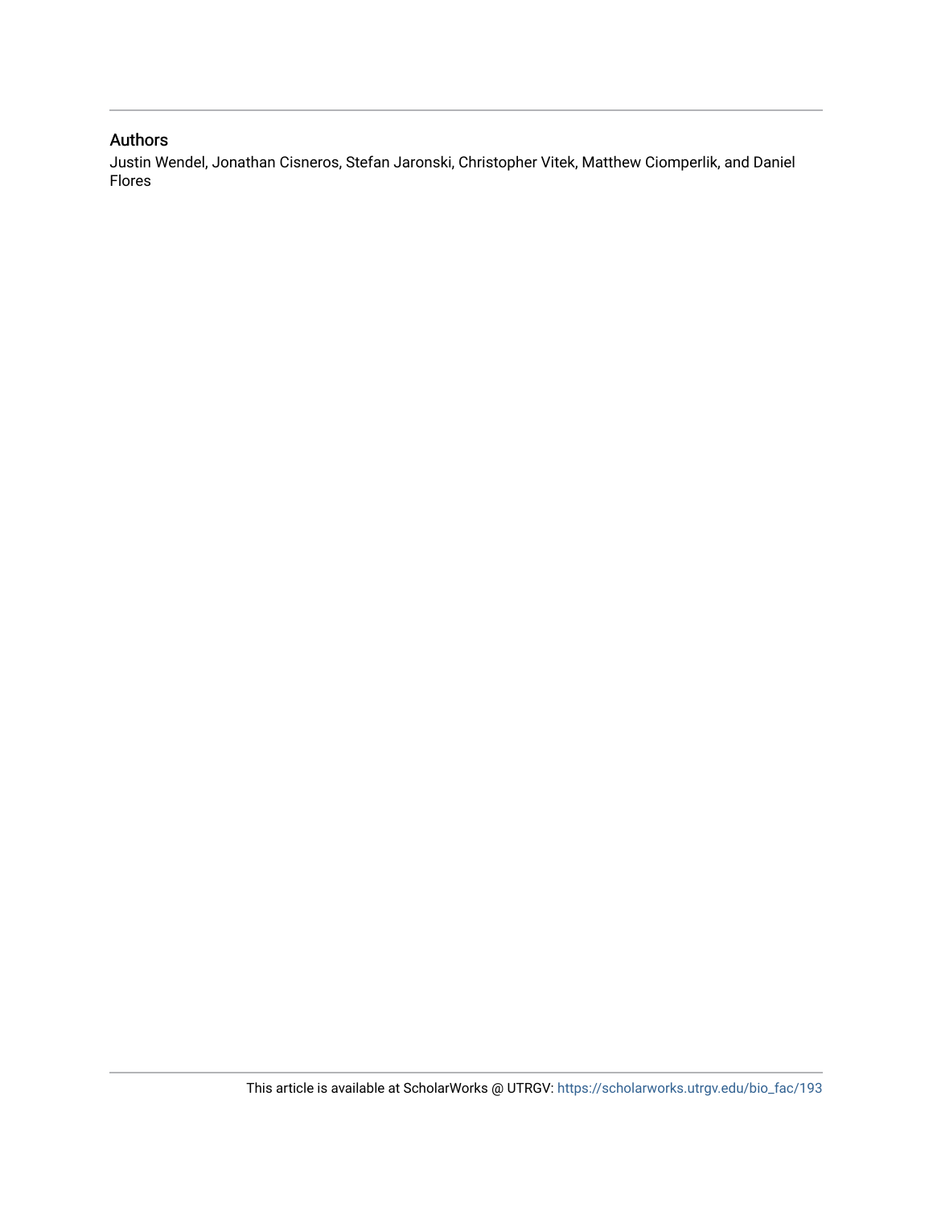## Authors

Justin Wendel, Jonathan Cisneros, Stefan Jaronski, Christopher Vitek, Matthew Ciomperlik, and Daniel Flores

This article is available at ScholarWorks @ UTRGV: https://scholarworks.utrgv.edu/bio_fac/193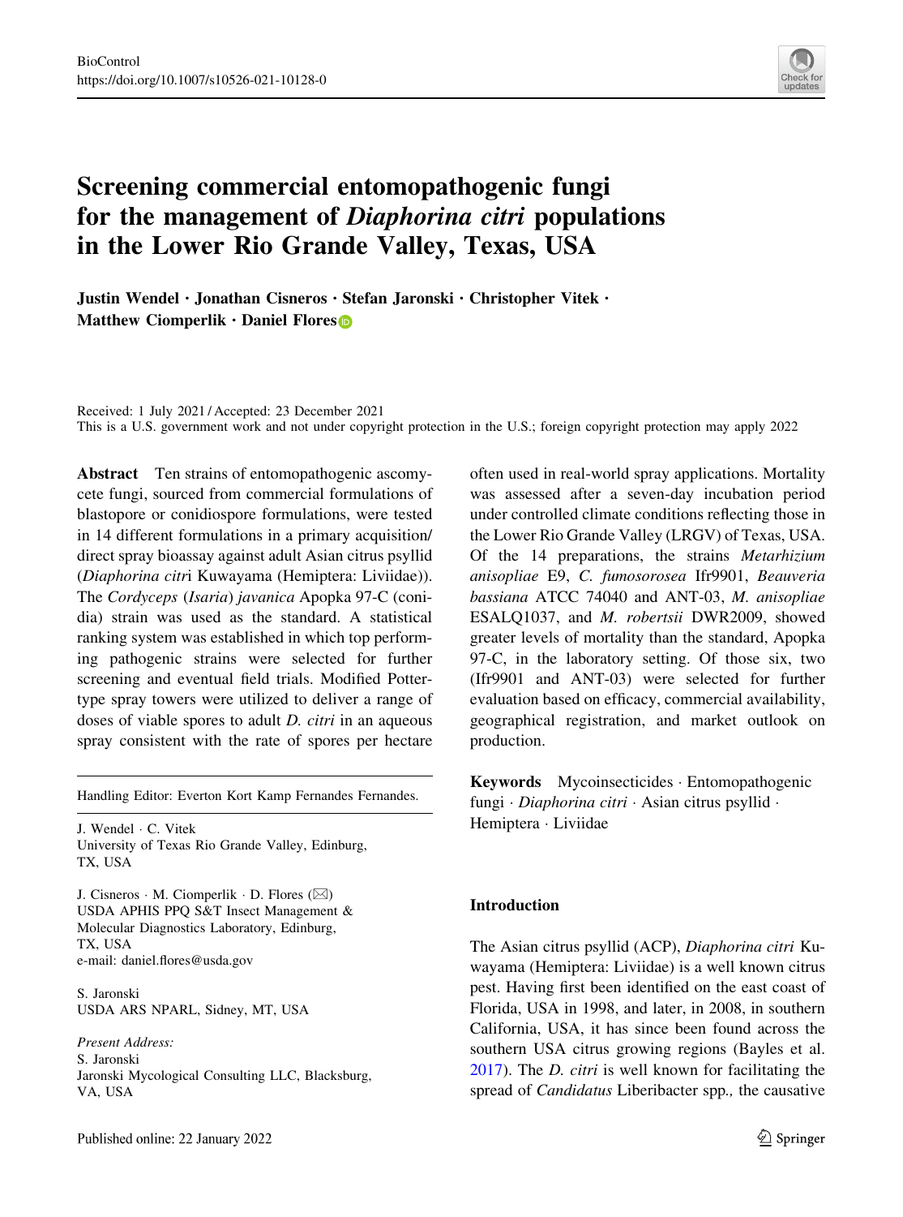# Screening commercial entomopathogenic fungi for the management of *Diaphorina citri* populations in the Lower Rio Grande Valley, Texas, USA

**Justin Wendel · Jonathan Cisneros · Stefan Jaronski · Christopher Vitek · Matthew Ciomperlik · Daniel Flores**

Received: 1 July 2021 / Accepted: 23 December 2021
This is a U.S. government work and not under copyright protection in the U.S.; foreign copyright protection may apply 2022

**Abstract** Ten strains of entomopathogenic ascomycete fungi, sourced from commercial formulations of blastopore or conidiospore formulations, were tested in 14 different formulations in a primary acquisition/direct spray bioassay against adult Asian citrus psyllid (*Diaphorina citr*i Kuwayama (Hemiptera: Liviidae)). The *Cordyceps* (*Isaria*) *javanica* Apopka 97-C (conidia) strain was used as the standard. A statistical ranking system was established in which top performing pathogenic strains were selected for further screening and eventual field trials. Modified Potter-type spray towers were utilized to deliver a range of doses of viable spores to adult *D. citri* in an aqueous spray consistent with the rate of spores per hectare often used in real-world spray applications. Mortality was assessed after a seven-day incubation period under controlled climate conditions reflecting those in the Lower Rio Grande Valley (LRGV) of Texas, USA. Of the 14 preparations, the strains *Metarhizium anisopliae* E9, *C. fumosorosea* Ifr9901, *Beauveria bassiana* ATCC 74040 and ANT-03, *M. anisopliae* ESALQ1037, and *M. robertsii* DWR2009, showed greater levels of mortality than the standard, Apopka 97-C, in the laboratory setting. Of those six, two (Ifr9901 and ANT-03) were selected for further evaluation based on efficacy, commercial availability, geographical registration, and market outlook on production.

**Keywords** Mycoinsecticides · Entomopathogenic fungi · *Diaphorina citri* · Asian citrus psyllid · Hemiptera · Liviidae

Handling Editor: Everton Kort Kamp Fernandes Fernandes.

J. Wendel · C. Vitek
University of Texas Rio Grande Valley, Edinburg, TX, USA

J. Cisneros · M. Ciomperlik · D. Flores (✉)
USDA APHIS PPQ S&T Insect Management & Molecular Diagnostics Laboratory, Edinburg, TX, USA
e-mail: daniel.flores@usda.gov

S. Jaronski
USDA ARS NPARL, Sidney, MT, USA

*Present Address:*
S. Jaronski
Jaronski Mycological Consulting LLC, Blacksburg, VA, USA

## Introduction

The Asian citrus psyllid (ACP), *Diaphorina citri* Kuwayama (Hemiptera: Liviidae) is a well known citrus pest. Having first been identified on the east coast of Florida, USA in 1998, and later, in 2008, in southern California, USA, it has since been found across the southern USA citrus growing regions (Bayles et al. 2017). The *D. citri* is well known for facilitating the spread of *Candidatus* Liberibacter spp., the causative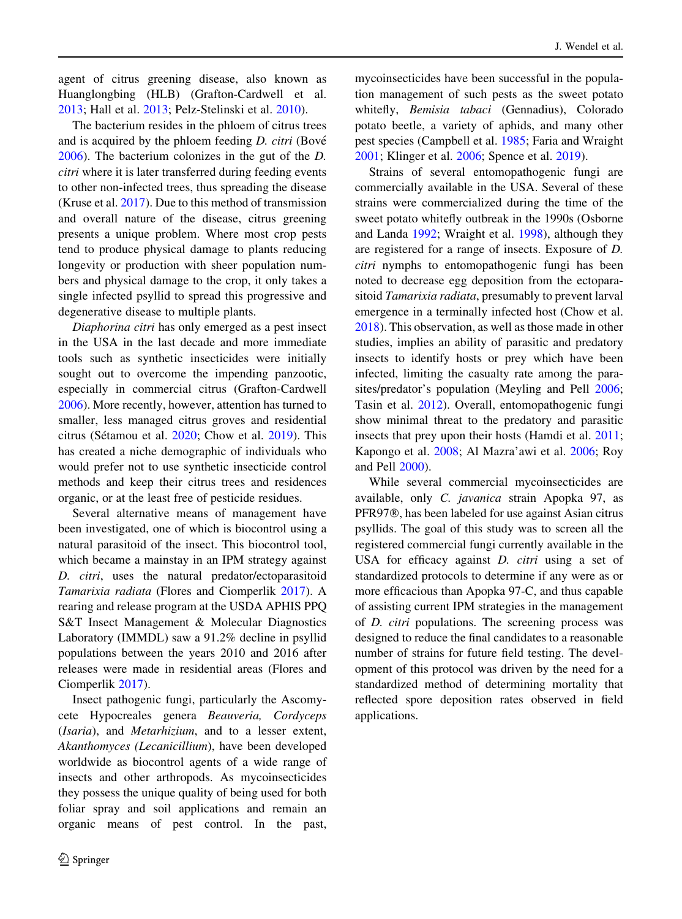agent of citrus greening disease, also known as Huanglongbing (HLB) (Grafton-Cardwell et al. 2013; Hall et al. 2013; Pelz-Stelinski et al. 2010).

The bacterium resides in the phloem of citrus trees and is acquired by the phloem feeding *D. citri* (Bové 2006). The bacterium colonizes in the gut of the *D. citri* where it is later transferred during feeding events to other non-infected trees, thus spreading the disease (Kruse et al. 2017). Due to this method of transmission and overall nature of the disease, citrus greening presents a unique problem. Where most crop pests tend to produce physical damage to plants reducing longevity or production with sheer population numbers and physical damage to the crop, it only takes a single infected psyllid to spread this progressive and degenerative disease to multiple plants.

*Diaphorina citri* has only emerged as a pest insect in the USA in the last decade and more immediate tools such as synthetic insecticides were initially sought out to overcome the impending panzootic, especially in commercial citrus (Grafton-Cardwell 2006). More recently, however, attention has turned to smaller, less managed citrus groves and residential citrus (Sétamou et al. 2020; Chow et al. 2019). This has created a niche demographic of individuals who would prefer not to use synthetic insecticide control methods and keep their citrus trees and residences organic, or at the least free of pesticide residues.

Several alternative means of management have been investigated, one of which is biocontrol using a natural parasitoid of the insect. This biocontrol tool, which became a mainstay in an IPM strategy against *D. citri*, uses the natural predator/ectoparasitoid *Tamarixia radiata* (Flores and Ciomperlik 2017). A rearing and release program at the USDA APHIS PPQ S&T Insect Management & Molecular Diagnostics Laboratory (IMMDL) saw a 91.2% decline in psyllid populations between the years 2010 and 2016 after releases were made in residential areas (Flores and Ciomperlik 2017).

Insect pathogenic fungi, particularly the Ascomycete Hypocreales genera *Beauveria, Cordyceps* (*Isaria*), and *Metarhizium*, and to a lesser extent, *Akanthomyces (Lecanicillium)*, have been developed worldwide as biocontrol agents of a wide range of insects and other arthropods. As mycoinsecticides they possess the unique quality of being used for both foliar spray and soil applications and remain an organic means of pest control. In the past, mycoinsecticides have been successful in the population management of such pests as the sweet potato whitefly, *Bemisia tabaci* (Gennadius), Colorado potato beetle, a variety of aphids, and many other pest species (Campbell et al. 1985; Faria and Wraight 2001; Klinger et al. 2006; Spence et al. 2019).

Strains of several entomopathogenic fungi are commercially available in the USA. Several of these strains were commercialized during the time of the sweet potato whitefly outbreak in the 1990s (Osborne and Landa 1992; Wraight et al. 1998), although they are registered for a range of insects. Exposure of *D. citri* nymphs to entomopathogenic fungi has been noted to decrease egg deposition from the ectoparasitoid *Tamarixia radiata*, presumably to prevent larval emergence in a terminally infected host (Chow et al. 2018). This observation, as well as those made in other studies, implies an ability of parasitic and predatory insects to identify hosts or prey which have been infected, limiting the casualty rate among the parasites/predator's population (Meyling and Pell 2006; Tasin et al. 2012). Overall, entomopathogenic fungi show minimal threat to the predatory and parasitic insects that prey upon their hosts (Hamdi et al. 2011; Kapongo et al. 2008; Al Mazra'awi et al. 2006; Roy and Pell 2000).

While several commercial mycoinsecticides are available, only *C. javanica* strain Apopka 97, as PFR97®, has been labeled for use against Asian citrus psyllids. The goal of this study was to screen all the registered commercial fungi currently available in the USA for efficacy against *D. citri* using a set of standardized protocols to determine if any were as or more efficacious than Apopka 97-C, and thus capable of assisting current IPM strategies in the management of *D. citri* populations. The screening process was designed to reduce the final candidates to a reasonable number of strains for future field testing. The development of this protocol was driven by the need for a standardized method of determining mortality that reflected spore deposition rates observed in field applications.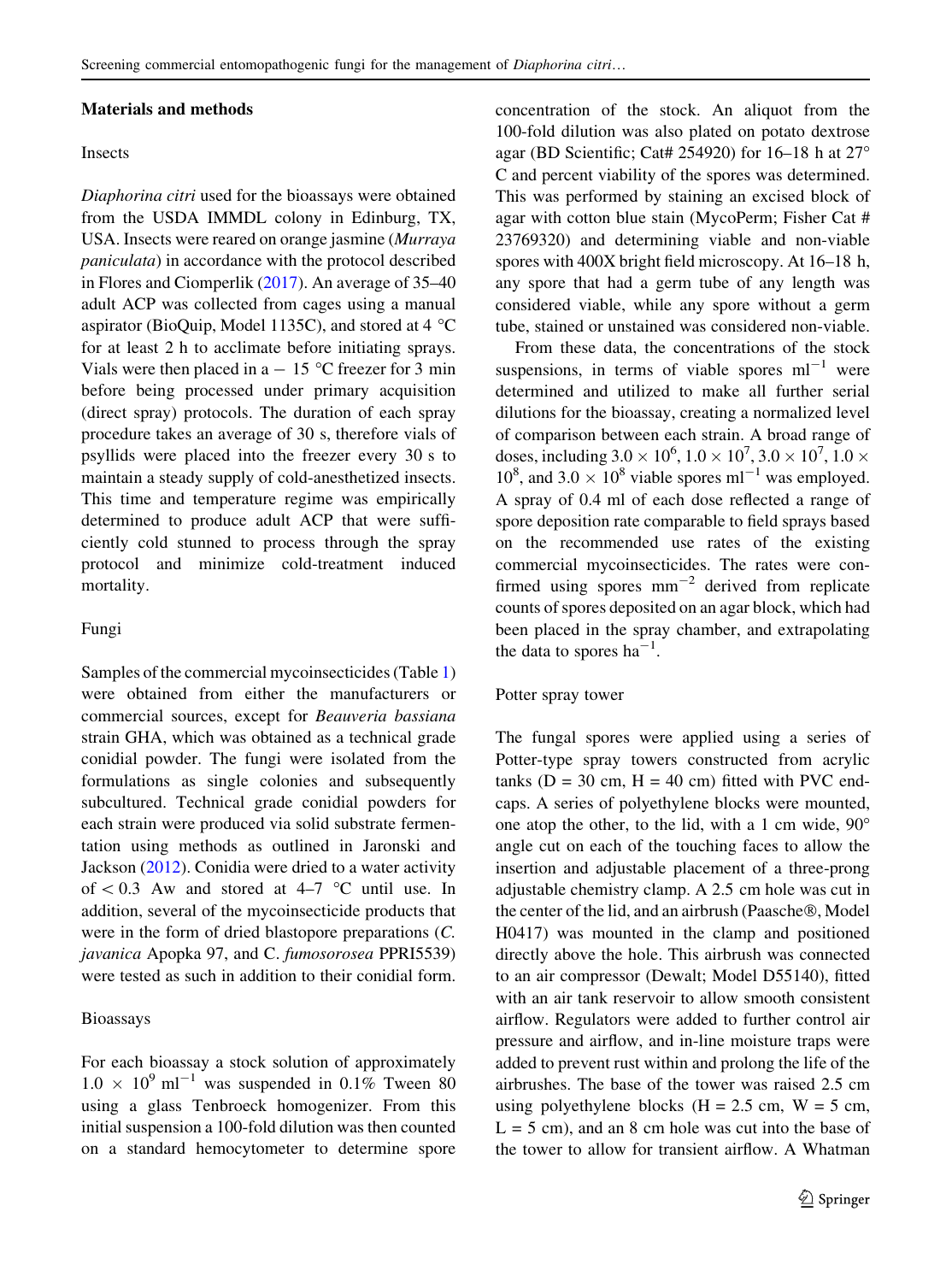## Materials and methods

### Insects

*Diaphorina citri* used for the bioassays were obtained from the USDA IMMDL colony in Edinburg, TX, USA. Insects were reared on orange jasmine (*Murraya paniculata*) in accordance with the protocol described in Flores and Ciomperlik (2017). An average of 35–40 adult ACP was collected from cages using a manual aspirator (BioQuip, Model 1135C), and stored at 4 °C for at least 2 h to acclimate before initiating sprays. Vials were then placed in a − 15 °C freezer for 3 min before being processed under primary acquisition (direct spray) protocols. The duration of each spray procedure takes an average of 30 s, therefore vials of psyllids were placed into the freezer every 30 s to maintain a steady supply of cold-anesthetized insects. This time and temperature regime was empirically determined to produce adult ACP that were sufficiently cold stunned to process through the spray protocol and minimize cold-treatment induced mortality.

### Fungi

Samples of the commercial mycoinsecticides (Table 1) were obtained from either the manufacturers or commercial sources, except for *Beauveria bassiana* strain GHA, which was obtained as a technical grade conidial powder. The fungi were isolated from the formulations as single colonies and subsequently subcultured. Technical grade conidial powders for each strain were produced via solid substrate fermentation using methods as outlined in Jaronski and Jackson (2012). Conidia were dried to a water activity of < 0.3 Aw and stored at 4–7 °C until use. In addition, several of the mycoinsecticide products that were in the form of dried blastopore preparations (*C. javanica* Apopka 97, and C. *fumosorosea* PPRI5539) were tested as such in addition to their conidial form.

### Bioassays

For each bioassay a stock solution of approximately $1.0 \times 10^{9}$ ml$^{-1}$ was suspended in 0.1% Tween 80 using a glass Tenbroeck homogenizer. From this initial suspension a 100-fold dilution was then counted on a standard hemocytometer to determine spore concentration of the stock. An aliquot from the 100-fold dilution was also plated on potato dextrose agar (BD Scientific; Cat# 254920) for 16–18 h at 27° C and percent viability of the spores was determined. This was performed by staining an excised block of agar with cotton blue stain (MycoPerm; Fisher Cat # 23769320) and determining viable and non-viable spores with 400X bright field microscopy. At 16–18 h, any spore that had a germ tube of any length was considered viable, while any spore without a germ tube, stained or unstained was considered non-viable.

From these data, the concentrations of the stock suspensions, in terms of viable spores ml$^{-1}$ were determined and utilized to make all further serial dilutions for the bioassay, creating a normalized level of comparison between each strain. A broad range of doses, including $3.0 \times 10^{6}$, $1.0 \times 10^{7}$, $3.0 \times 10^{7}$, $1.0 \times 10^{8}$, and $3.0 \times 10^{8}$ viable spores ml$^{-1}$ was employed. A spray of 0.4 ml of each dose reflected a range of spore deposition rate comparable to field sprays based on the recommended use rates of the existing commercial mycoinsecticides. The rates were confirmed using spores mm$^{-2}$ derived from replicate counts of spores deposited on an agar block, which had been placed in the spray chamber, and extrapolating the data to spores ha$^{-1}$.

### Potter spray tower

The fungal spores were applied using a series of Potter-type spray towers constructed from acrylic tanks (D = 30 cm, H = 40 cm) fitted with PVC end-caps. A series of polyethylene blocks were mounted, one atop the other, to the lid, with a 1 cm wide, 90° angle cut on each of the touching faces to allow the insertion and adjustable placement of a three-prong adjustable chemistry clamp. A 2.5 cm hole was cut in the center of the lid, and an airbrush (Paasche®, Model H0417) was mounted in the clamp and positioned directly above the hole. This airbrush was connected to an air compressor (Dewalt; Model D55140), fitted with an air tank reservoir to allow smooth consistent airflow. Regulators were added to further control air pressure and airflow, and in-line moisture traps were added to prevent rust within and prolong the life of the airbrushes. The base of the tower was raised 2.5 cm using polyethylene blocks (H = 2.5 cm, W = 5 cm, L = 5 cm), and an 8 cm hole was cut into the base of the tower to allow for transient airflow. A Whatman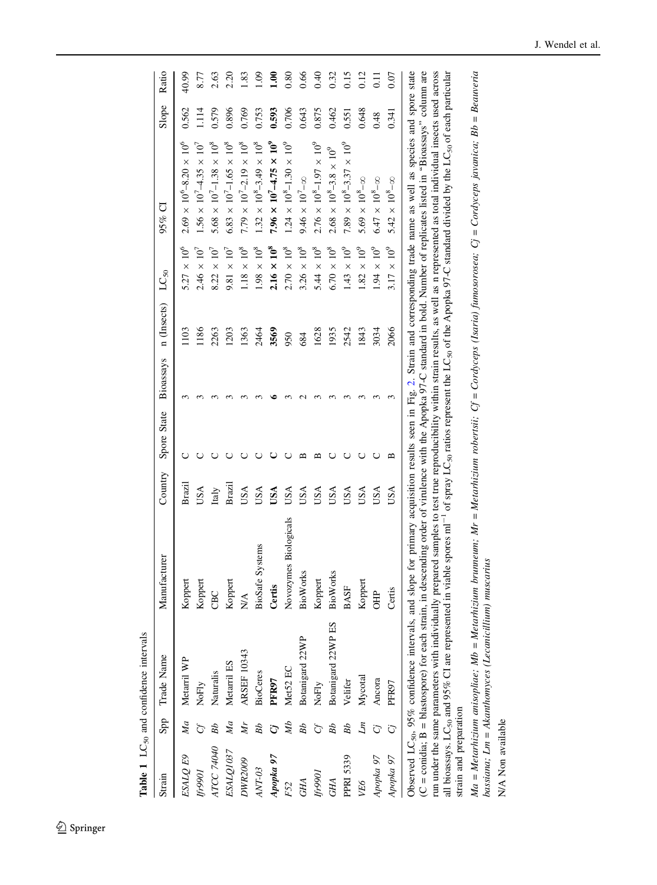**Table 1** $LC_{50}$ and confidence intervals

| Strain | Spp | Trade Name | Manufacturer | Country | Spore State | Bioassays | n (Insects) | $LC_{50}$ | 95% CI | Slope | Ratio |
|---|---|---|---|---|---|---|---|---|---|---|---|
| *ESALQ E9* | *Ma* | Metarril WP | Koppert | Brazil | C | 3 | 1103 | $5.27 \times 10^6$ | $2.69 \times 10^6$–$8.20 \times 10^6$ | 0.562 | 40.99 |
| *Ifr9901* | *Cf* | NoFly | Koppert | USA | C | 3 | 1186 | $2.46 \times 10^7$ | $1.56 \times 10^7$–$4.35 \times 10^7$ | 1.114 | 8.77 |
| *ATCC 74040* | *Bb* | Naturalis | CBC | Italy | C | 3 | 2263 | $8.22 \times 10^7$ | $5.68 \times 10^7$–$1.38 \times 10^8$ | 0.579 | 2.63 |
| *ESALQ1037* | *Ma* | Metarril ES | Koppert | Brazil | C | 3 | 1203 | $9.81 \times 10^7$ | $6.83 \times 10^7$–$1.65 \times 10^8$ | 0.896 | 2.20 |
| *DWR2009* | *Mr* | ARSEF 10343 | N/A | USA | C | 3 | 1363 | $1.18 \times 10^8$ | $7.79 \times 10^7$–$2.19 \times 10^8$ | 0.769 | 1.83 |
| *ANT-03* | *Bb* | BioCeres | BioSafe Systems | USA | C | 3 | 2464 | $1.98 \times 10^8$ | $1.32 \times 10^8$–$3.49 \times 10^8$ | 0.753 | 1.09 |
| ***Apopka 97*** | ***Cj*** | **PFR97** | **Certis** | **USA** | **C** | **6** | **3569** | $\mathbf{2.16 \times 10^8}$ | $\mathbf{7.96 \times 10^7}$**–**$\mathbf{4.75 \times 10^9}$ | **0.593** | **1.00** |
| *F52* | *Mb* | Met52 EC | Novozymes Biologicals | USA | C | 3 | 950 | $2.70 \times 10^8$ | $1.24 \times 10^8$–$1.30 \times 10^9$ | 0.706 | 0.80 |
| *GHA* | *Bb* | Botanigard 22WP | BioWorks | USA | B | 2 | 684 | $3.26 \times 10^8$ | $9.46 \times 10^7$–$\infty$ | 0.643 | 0.66 |
| *Ifr9901* | *Cf* | NoFly | Koppert | USA | B | 3 | 1628 | $5.44 \times 10^8$ | $2.76 \times 10^8$–$1.97 \times 10^9$ | 0.875 | 0.40 |
| *GHA* | *Bb* | Botanigard 22WP ES | BioWorks | USA | C | 3 | 1935 | $6.70 \times 10^8$ | $2.68 \times 10^8$–$3.8 \times 10^9$ | 0.462 | 0.32 |
| PPRI 5339 | *Bb* | Velifer | BASF | USA | C | 3 | 2542 | $1.43 \times 10^9$ | $7.89 \times 10^8$–$3.37 \times 10^9$ | 0.551 | 0.15 |
| *VE6* | *Lm* | Mycotal | Koppert | USA | C | 3 | 1843 | $1.82 \times 10^9$ | $5.69 \times 10^8$–$\infty$ | 0.648 | 0.12 |
| *Apopka 97* | *Cj* | Ancora | OHP | USA | C | 3 | 3034 | $1.94 \times 10^9$ | $6.47 \times 10^8$–$\infty$ | 0.48 | 0.11 |
| *Apopka 97* | *Cj* | PFR97 | Certis | USA | B | 3 | 2066 | $3.17 \times 10^9$ | $5.42 \times 10^8$–$\infty$ | 0.341 | 0.07 |

Observed $LC_{50}$, 95% confidence intervals, and slope for primary acquisition results seen in Fig. 2. Strain and corresponding trade name as well as species and spore state (C = conidia; B = blastospore) for each strain, in descending order of virulence with the Apopka 97-C standard in bold. Number of replicates listed in "Bioassays" column are run under the same parameters with individually prepared samples to test true reproducibility within strain results, as well as n represented as total individual insects used across all bioassays. $LC_{50}$ and 95% CI are represented in viable spores $ml^{-1}$ of spray $LC_{50}$ ratios represent the $LC_{50}$ of the Apopka 97-C standard divided by the $LC_{50}$ of each particular strain and preparation

*Ma* = *Metarhizium anisopliae*; *Mb* = *Metarhizium brunneum*; *Mr* = *Metarhizium robertsii*; *Cf* = *Cordyceps (Isaria) fumosorosea*; *Cj* = *Cordyceps javanica*; *Bb* = *Beauveria bassiana*; *Lm* = *Akanthomyces (Lecanicillium) muscarius*

N/A Non available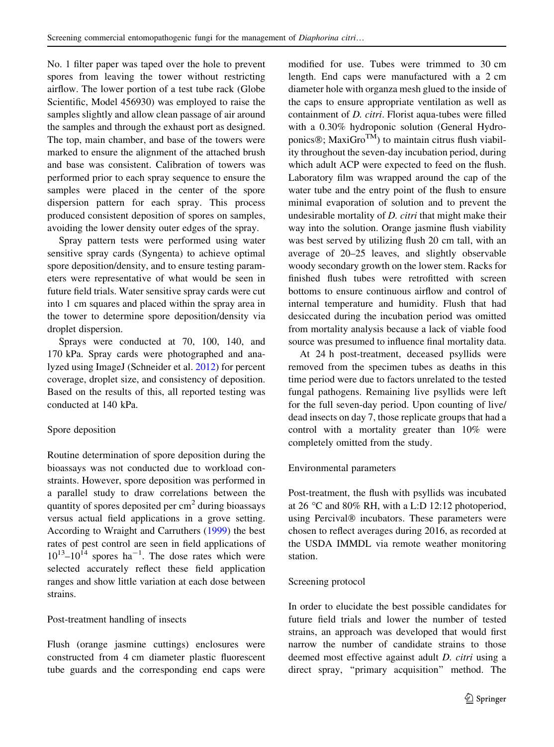No. 1 filter paper was taped over the hole to prevent spores from leaving the tower without restricting airflow. The lower portion of a test tube rack (Globe Scientific, Model 456930) was employed to raise the samples slightly and allow clean passage of air around the samples and through the exhaust port as designed. The top, main chamber, and base of the towers were marked to ensure the alignment of the attached brush and base was consistent. Calibration of towers was performed prior to each spray sequence to ensure the samples were placed in the center of the spore dispersion pattern for each spray. This process produced consistent deposition of spores on samples, avoiding the lower density outer edges of the spray.

Spray pattern tests were performed using water sensitive spray cards (Syngenta) to achieve optimal spore deposition/density, and to ensure testing parameters were representative of what would be seen in future field trials. Water sensitive spray cards were cut into 1 cm squares and placed within the spray area in the tower to determine spore deposition/density via droplet dispersion.

Sprays were conducted at 70, 100, 140, and 170 kPa. Spray cards were photographed and analyzed using ImageJ (Schneider et al. 2012) for percent coverage, droplet size, and consistency of deposition. Based on the results of this, all reported testing was conducted at 140 kPa.

### Spore deposition

Routine determination of spore deposition during the bioassays was not conducted due to workload constraints. However, spore deposition was performed in a parallel study to draw correlations between the quantity of spores deposited per $cm^2$ during bioassays versus actual field applications in a grove setting. According to Wraight and Carruthers (1999) the best rates of pest control are seen in field applications of $10^{13}$–$10^{14}$ spores $ha^{-1}$. The dose rates which were selected accurately reflect these field application ranges and show little variation at each dose between strains.

### Post-treatment handling of insects

Flush (orange jasmine cuttings) enclosures were constructed from 4 cm diameter plastic fluorescent tube guards and the corresponding end caps were modified for use. Tubes were trimmed to 30 cm length. End caps were manufactured with a 2 cm diameter hole with organza mesh glued to the inside of the caps to ensure appropriate ventilation as well as containment of *D. citri*. Florist aqua-tubes were filled with a 0.30% hydroponic solution (General Hydroponics®; MaxiGro™) to maintain citrus flush viability throughout the seven-day incubation period, during which adult ACP were expected to feed on the flush. Laboratory film was wrapped around the cap of the water tube and the entry point of the flush to ensure minimal evaporation of solution and to prevent the undesirable mortality of *D. citri* that might make their way into the solution. Orange jasmine flush viability was best served by utilizing flush 20 cm tall, with an average of 20–25 leaves, and slightly observable woody secondary growth on the lower stem. Racks for finished flush tubes were retrofitted with screen bottoms to ensure continuous airflow and control of internal temperature and humidity. Flush that had desiccated during the incubation period was omitted from mortality analysis because a lack of viable food source was presumed to influence final mortality data.

At 24 h post-treatment, deceased psyllids were removed from the specimen tubes as deaths in this time period were due to factors unrelated to the tested fungal pathogens. Remaining live psyllids were left for the full seven-day period. Upon counting of live/dead insects on day 7, those replicate groups that had a control with a mortality greater than 10% were completely omitted from the study.

### Environmental parameters

Post-treatment, the flush with psyllids was incubated at 26 °C and 80% RH, with a L:D 12:12 photoperiod, using Percival® incubators. These parameters were chosen to reflect averages during 2016, as recorded at the USDA IMMDL via remote weather monitoring station.

### Screening protocol

In order to elucidate the best possible candidates for future field trials and lower the number of tested strains, an approach was developed that would first narrow the number of candidate strains to those deemed most effective against adult *D. citri* using a direct spray, "primary acquisition" method. The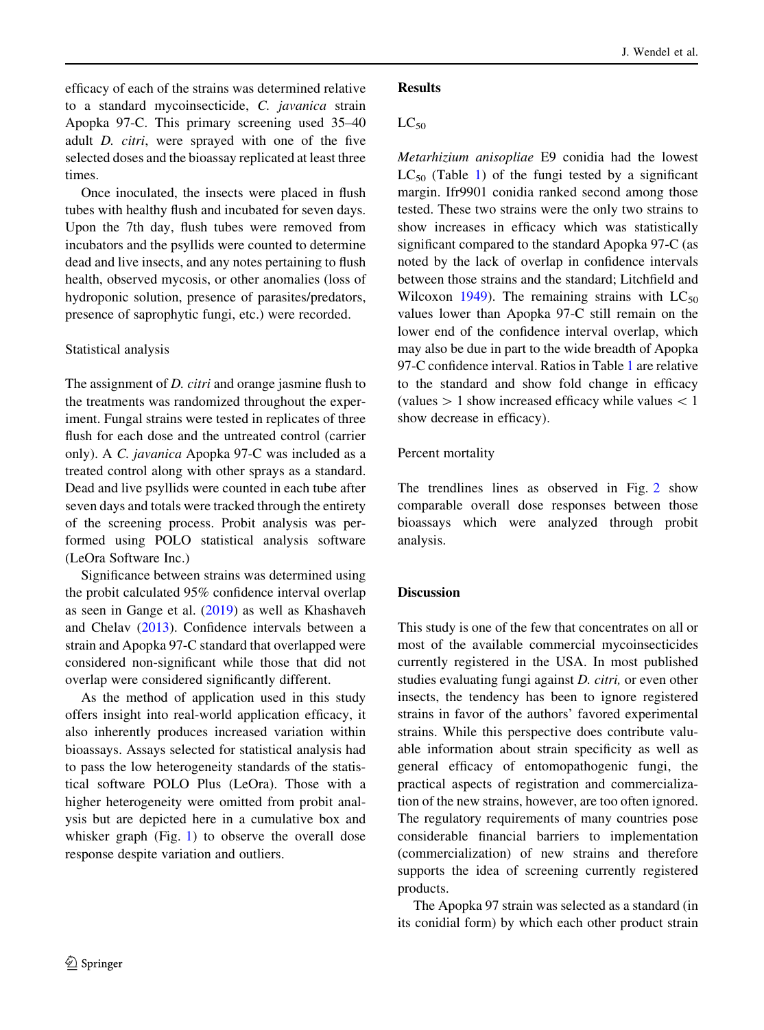efficacy of each of the strains was determined relative to a standard mycoinsecticide, *C. javanica* strain Apopka 97-C. This primary screening used 35–40 adult *D. citri*, were sprayed with one of the five selected doses and the bioassay replicated at least three times.

Once inoculated, the insects were placed in flush tubes with healthy flush and incubated for seven days. Upon the 7th day, flush tubes were removed from incubators and the psyllids were counted to determine dead and live insects, and any notes pertaining to flush health, observed mycosis, or other anomalies (loss of hydroponic solution, presence of parasites/predators, presence of saprophytic fungi, etc.) were recorded.

### Statistical analysis

The assignment of *D. citri* and orange jasmine flush to the treatments was randomized throughout the experiment. Fungal strains were tested in replicates of three flush for each dose and the untreated control (carrier only). A *C. javanica* Apopka 97-C was included as a treated control along with other sprays as a standard. Dead and live psyllids were counted in each tube after seven days and totals were tracked through the entirety of the screening process. Probit analysis was performed using POLO statistical analysis software (LeOra Software Inc.)

Significance between strains was determined using the probit calculated 95% confidence interval overlap as seen in Gange et al. (2019) as well as Khashaveh and Chelav (2013). Confidence intervals between a strain and Apopka 97-C standard that overlapped were considered non-significant while those that did not overlap were considered significantly different.

As the method of application used in this study offers insight into real-world application efficacy, it also inherently produces increased variation within bioassays. Assays selected for statistical analysis had to pass the low heterogeneity standards of the statistical software POLO Plus (LeOra). Those with a higher heterogeneity were omitted from probit analysis but are depicted here in a cumulative box and whisker graph (Fig. 1) to observe the overall dose response despite variation and outliers.

## Results

### $LC_{50}$

*Metarhizium anisopliae* E9 conidia had the lowest $LC_{50}$ (Table 1) of the fungi tested by a significant margin. Ifr9901 conidia ranked second among those tested. These two strains were the only two strains to show increases in efficacy which was statistically significant compared to the standard Apopka 97-C (as noted by the lack of overlap in confidence intervals between those strains and the standard; Litchfield and Wilcoxon 1949). The remaining strains with $LC_{50}$ values lower than Apopka 97-C still remain on the lower end of the confidence interval overlap, which may also be due in part to the wide breadth of Apopka 97-C confidence interval. Ratios in Table 1 are relative to the standard and show fold change in efficacy (values $> 1$ show increased efficacy while values $< 1$ show decrease in efficacy).

### Percent mortality

The trendlines lines as observed in Fig. 2 show comparable overall dose responses between those bioassays which were analyzed through probit analysis.

## Discussion

This study is one of the few that concentrates on all or most of the available commercial mycoinsecticides currently registered in the USA. In most published studies evaluating fungi against *D. citri,* or even other insects, the tendency has been to ignore registered strains in favor of the authors' favored experimental strains. While this perspective does contribute valuable information about strain specificity as well as general efficacy of entomopathogenic fungi, the practical aspects of registration and commercialization of the new strains, however, are too often ignored. The regulatory requirements of many countries pose considerable financial barriers to implementation (commercialization) of new strains and therefore supports the idea of screening currently registered products.

The Apopka 97 strain was selected as a standard (in its conidial form) by which each other product strain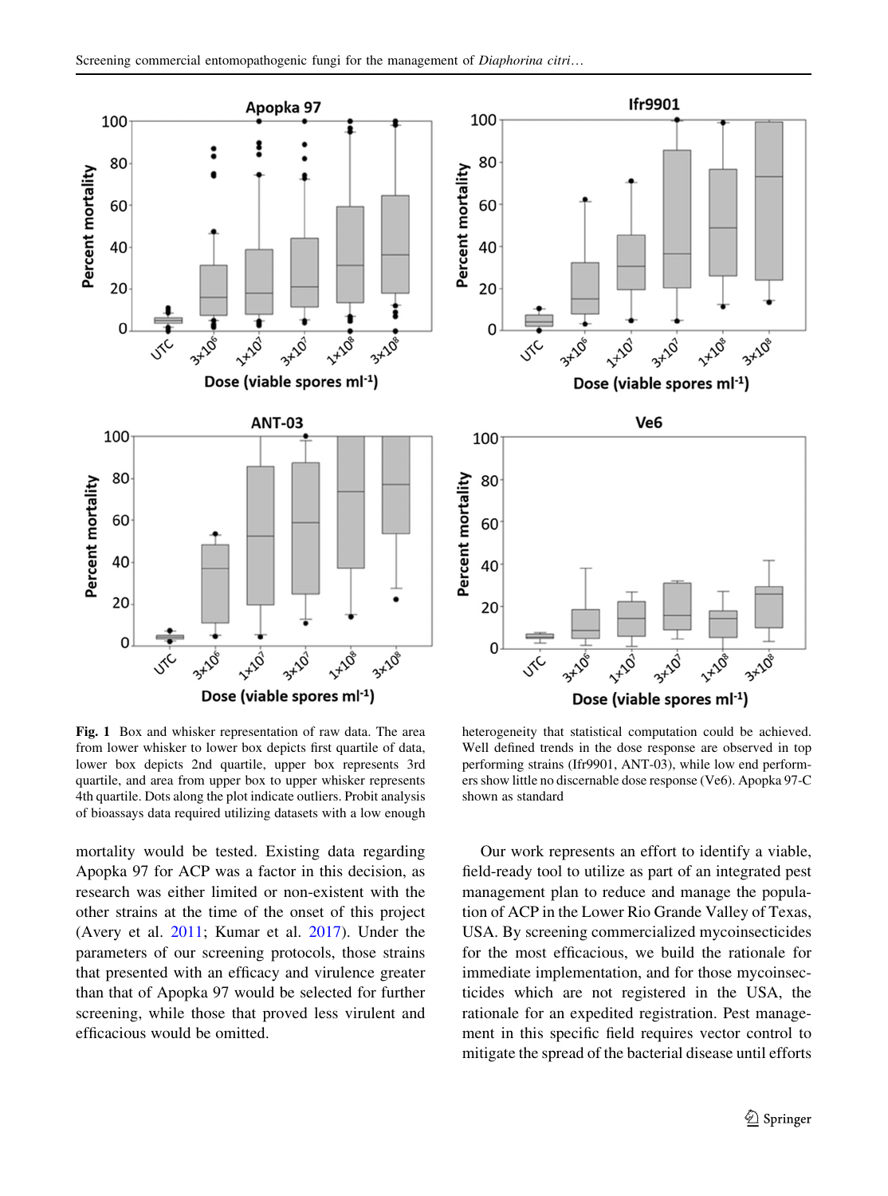**Fig. 1** Box and whisker representation of raw data. The area from lower whisker to lower box depicts first quartile of data, lower box depicts 2nd quartile, upper box represents 3rd quartile, and area from upper box to upper whisker represents 4th quartile. Dots along the plot indicate outliers. Probit analysis of bioassays data required utilizing datasets with a low enough heterogeneity that statistical computation could be achieved. Well defined trends in the dose response are observed in top performing strains (Ifr9901, ANT-03), while low end performers show little no discernable dose response (Ve6). Apopka 97-C shown as standard

mortality would be tested. Existing data regarding Apopka 97 for ACP was a factor in this decision, as research was either limited or non-existent with the other strains at the time of the onset of this project (Avery et al. 2011; Kumar et al. 2017). Under the parameters of our screening protocols, those strains that presented with an efficacy and virulence greater than that of Apopka 97 would be selected for further screening, while those that proved less virulent and efficacious would be omitted.

Our work represents an effort to identify a viable, field-ready tool to utilize as part of an integrated pest management plan to reduce and manage the population of ACP in the Lower Rio Grande Valley of Texas, USA. By screening commercialized mycoinsecticides for the most efficacious, we build the rationale for immediate implementation, and for those mycoinsecticides which are not registered in the USA, the rationale for an expedited registration. Pest management in this specific field requires vector control to mitigate the spread of the bacterial disease until efforts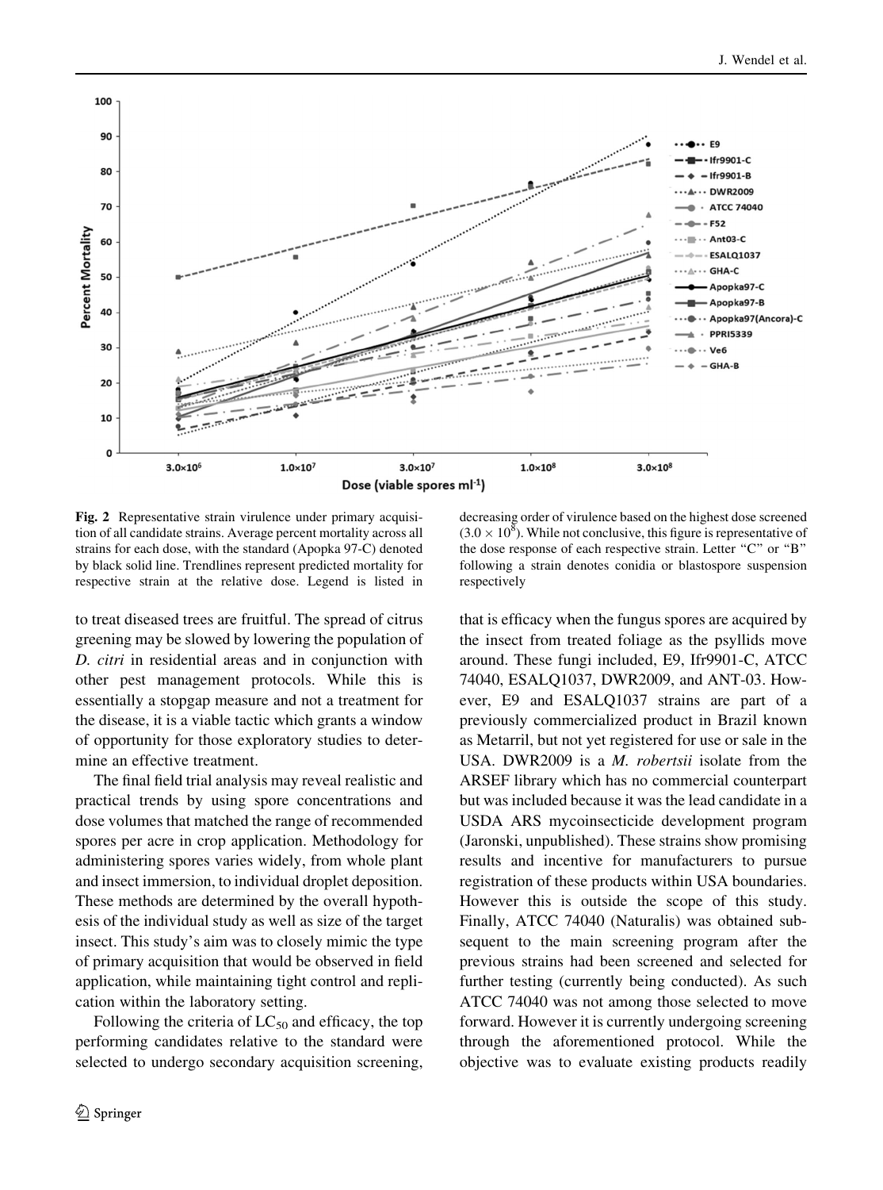**Fig. 2** Representative strain virulence under primary acquisition of all candidate strains. Average percent mortality across all strains for each dose, with the standard (Apopka 97-C) denoted by black solid line. Trendlines represent predicted mortality for respective strain at the relative dose. Legend is listed in decreasing order of virulence based on the highest dose screened ($3.0 \times 10^8$). While not conclusive, this figure is representative of the dose response of each respective strain. Letter "C" or "B" following a strain denotes conidia or blastospore suspension respectively

to treat diseased trees are fruitful. The spread of citrus greening may be slowed by lowering the population of *D. citri* in residential areas and in conjunction with other pest management protocols. While this is essentially a stopgap measure and not a treatment for the disease, it is a viable tactic which grants a window of opportunity for those exploratory studies to determine an effective treatment.

The final field trial analysis may reveal realistic and practical trends by using spore concentrations and dose volumes that matched the range of recommended spores per acre in crop application. Methodology for administering spores varies widely, from whole plant and insect immersion, to individual droplet deposition. These methods are determined by the overall hypothesis of the individual study as well as size of the target insect. This study's aim was to closely mimic the type of primary acquisition that would be observed in field application, while maintaining tight control and replication within the laboratory setting.

Following the criteria of $LC_{50}$ and efficacy, the top performing candidates relative to the standard were selected to undergo secondary acquisition screening, that is efficacy when the fungus spores are acquired by the insect from treated foliage as the psyllids move around. These fungi included, E9, Ifr9901-C, ATCC 74040, ESALQ1037, DWR2009, and ANT-03. However, E9 and ESALQ1037 strains are part of a previously commercialized product in Brazil known as Metarril, but not yet registered for use or sale in the USA. DWR2009 is a *M. robertsii* isolate from the ARSEF library which has no commercial counterpart but was included because it was the lead candidate in a USDA ARS mycoinsecticide development program (Jaronski, unpublished). These strains show promising results and incentive for manufacturers to pursue registration of these products within USA boundaries. However this is outside the scope of this study. Finally, ATCC 74040 (Naturalis) was obtained subsequent to the main screening program after the previous strains had been screened and selected for further testing (currently being conducted). As such ATCC 74040 was not among those selected to move forward. However it is currently undergoing screening through the aforementioned protocol. While the objective was to evaluate existing products readily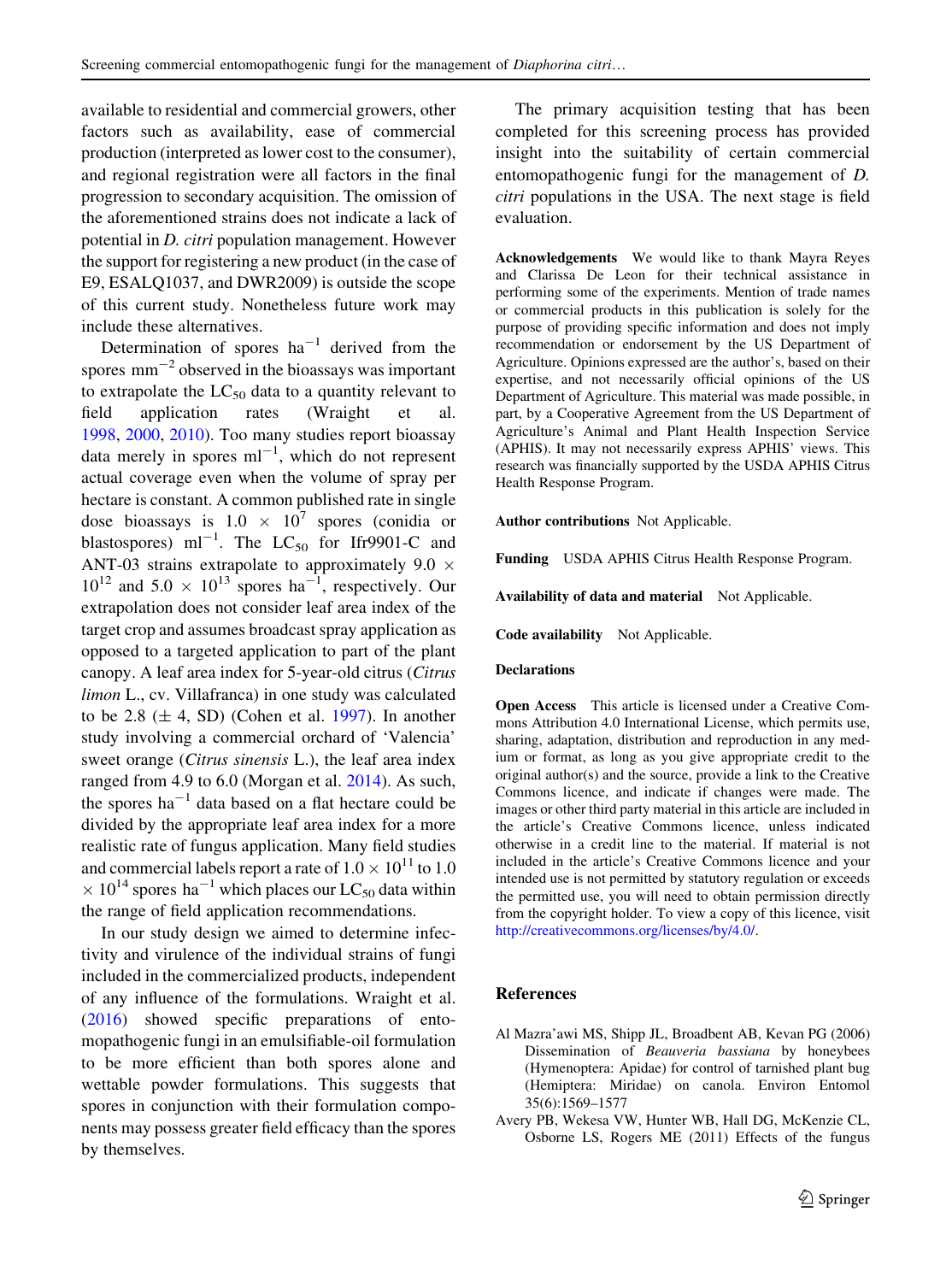available to residential and commercial growers, other factors such as availability, ease of commercial production (interpreted as lower cost to the consumer), and regional registration were all factors in the final progression to secondary acquisition. The omission of the aforementioned strains does not indicate a lack of potential in *D. citri* population management. However the support for registering a new product (in the case of E9, ESALQ1037, and DWR2009) is outside the scope of this current study. Nonetheless future work may include these alternatives.

Determination of spores $ha^{-1}$ derived from the spores $mm^{-2}$ observed in the bioassays was important to extrapolate the $LC_{50}$ data to a quantity relevant to field application rates (Wraight et al. 1998, 2000, 2010). Too many studies report bioassay data merely in spores $ml^{-1}$, which do not represent actual coverage even when the volume of spray per hectare is constant. A common published rate in single dose bioassays is $1.0 \times 10^{7}$ spores (conidia or blastospores) $ml^{-1}$. The $LC_{50}$ for Ifr9901-C and ANT-03 strains extrapolate to approximately $9.0 \times 10^{12}$ and $5.0 \times 10^{13}$ spores $ha^{-1}$, respectively. Our extrapolation does not consider leaf area index of the target crop and assumes broadcast spray application as opposed to a targeted application to part of the plant canopy. A leaf area index for 5-year-old citrus (*Citrus limon* L., cv. Villafranca) in one study was calculated to be 2.8 ($\pm$ 4, SD) (Cohen et al. 1997). In another study involving a commercial orchard of 'Valencia' sweet orange (*Citrus sinensis* L.), the leaf area index ranged from 4.9 to 6.0 (Morgan et al. 2014). As such, the spores $ha^{-1}$ data based on a flat hectare could be divided by the appropriate leaf area index for a more realistic rate of fungus application. Many field studies and commercial labels report a rate of $1.0 \times 10^{11}$ to $1.0 \times 10^{14}$ spores $ha^{-1}$ which places our $LC_{50}$ data within the range of field application recommendations.

In our study design we aimed to determine infectivity and virulence of the individual strains of fungi included in the commercialized products, independent of any influence of the formulations. Wraight et al. (2016) showed specific preparations of entomopathogenic fungi in an emulsifiable-oil formulation to be more efficient than both spores alone and wettable powder formulations. This suggests that spores in conjunction with their formulation components may possess greater field efficacy than the spores by themselves.

The primary acquisition testing that has been completed for this screening process has provided insight into the suitability of certain commercial entomopathogenic fungi for the management of *D. citri* populations in the USA. The next stage is field evaluation.

**Acknowledgements** We would like to thank Mayra Reyes and Clarissa De Leon for their technical assistance in performing some of the experiments. Mention of trade names or commercial products in this publication is solely for the purpose of providing specific information and does not imply recommendation or endorsement by the US Department of Agriculture. Opinions expressed are the author's, based on their expertise, and not necessarily official opinions of the US Department of Agriculture. This material was made possible, in part, by a Cooperative Agreement from the US Department of Agriculture's Animal and Plant Health Inspection Service (APHIS). It may not necessarily express APHIS' views. This research was financially supported by the USDA APHIS Citrus Health Response Program.

**Author contributions** Not Applicable.

**Funding** USDA APHIS Citrus Health Response Program.

**Availability of data and material** Not Applicable.

**Code availability** Not Applicable.

**Declarations**

**Open Access** This article is licensed under a Creative Commons Attribution 4.0 International License, which permits use, sharing, adaptation, distribution and reproduction in any medium or format, as long as you give appropriate credit to the original author(s) and the source, provide a link to the Creative Commons licence, and indicate if changes were made. The images or other third party material in this article are included in the article's Creative Commons licence, unless indicated otherwise in a credit line to the material. If material is not included in the article's Creative Commons licence and your intended use is not permitted by statutory regulation or exceeds the permitted use, you will need to obtain permission directly from the copyright holder. To view a copy of this licence, visit http://creativecommons.org/licenses/by/4.0/.

## References

Al Mazra'awi MS, Shipp JL, Broadbent AB, Kevan PG (2006) Dissemination of *Beauveria bassiana* by honeybees (Hymenoptera: Apidae) for control of tarnished plant bug (Hemiptera: Miridae) on canola. Environ Entomol 35(6):1569–1577

Avery PB, Wekesa VW, Hunter WB, Hall DG, McKenzie CL, Osborne LS, Rogers ME (2011) Effects of the fungus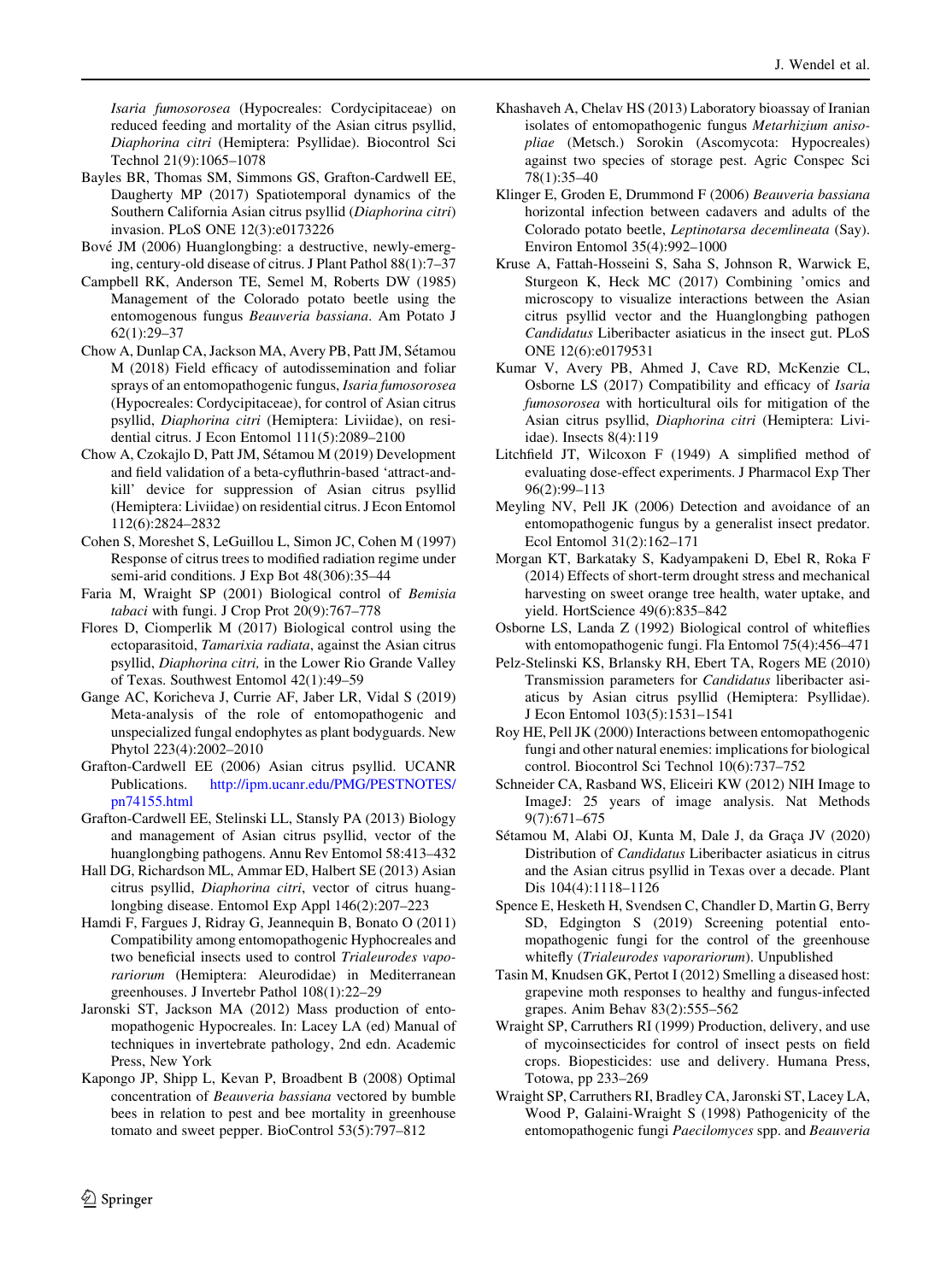*Isaria fumosorosea* (Hypocreales: Cordycipitaceae) on reduced feeding and mortality of the Asian citrus psyllid, *Diaphorina citri* (Hemiptera: Psyllidae). Biocontrol Sci Technol 21(9):1065–1078

Bayles BR, Thomas SM, Simmons GS, Grafton-Cardwell EE, Daugherty MP (2017) Spatiotemporal dynamics of the Southern California Asian citrus psyllid (*Diaphorina citri*) invasion. PLoS ONE 12(3):e0173226

Bové JM (2006) Huanglongbing: a destructive, newly-emerging, century-old disease of citrus. J Plant Pathol 88(1):7–37

Campbell RK, Anderson TE, Semel M, Roberts DW (1985) Management of the Colorado potato beetle using the entomogenous fungus *Beauveria bassiana*. Am Potato J 62(1):29–37

Chow A, Dunlap CA, Jackson MA, Avery PB, Patt JM, Sétamou M (2018) Field efficacy of autodissemination and foliar sprays of an entomopathogenic fungus, *Isaria fumosorosea* (Hypocreales: Cordycipitaceae), for control of Asian citrus psyllid, *Diaphorina citri* (Hemiptera: Liviidae), on residential citrus. J Econ Entomol 111(5):2089–2100

Chow A, Czokajlo D, Patt JM, Sétamou M (2019) Development and field validation of a beta-cyfluthrin-based 'attract-and-kill' device for suppression of Asian citrus psyllid (Hemiptera: Liviidae) on residential citrus. J Econ Entomol 112(6):2824–2832

Cohen S, Moreshet S, LeGuillou L, Simon JC, Cohen M (1997) Response of citrus trees to modified radiation regime under semi-arid conditions. J Exp Bot 48(306):35–44

Faria M, Wraight SP (2001) Biological control of *Bemisia tabaci* with fungi. J Crop Prot 20(9):767–778

Flores D, Ciomperlik M (2017) Biological control using the ectoparasitoid, *Tamarixia radiata*, against the Asian citrus psyllid, *Diaphorina citri,* in the Lower Rio Grande Valley of Texas. Southwest Entomol 42(1):49–59

Gange AC, Koricheva J, Currie AF, Jaber LR, Vidal S (2019) Meta-analysis of the role of entomopathogenic and unspecialized fungal endophytes as plant bodyguards. New Phytol 223(4):2002–2010

Grafton-Cardwell EE (2006) Asian citrus psyllid. UCANR Publications. http://ipm.ucanr.edu/PMG/PESTNOTES/pn74155.html

Grafton-Cardwell EE, Stelinski LL, Stansly PA (2013) Biology and management of Asian citrus psyllid, vector of the huanglongbing pathogens. Annu Rev Entomol 58:413–432

Hall DG, Richardson ML, Ammar ED, Halbert SE (2013) Asian citrus psyllid, *Diaphorina citri*, vector of citrus huanglongbing disease. Entomol Exp Appl 146(2):207–223

Hamdi F, Fargues J, Ridray G, Jeannequin B, Bonato O (2011) Compatibility among entomopathogenic Hyphocreales and two beneficial insects used to control *Trialeurodes vaporariorum* (Hemiptera: Aleurodidae) in Mediterranean greenhouses. J Invertebr Pathol 108(1):22–29

Jaronski ST, Jackson MA (2012) Mass production of entomopathogenic Hypocreales. In: Lacey LA (ed) Manual of techniques in invertebrate pathology, 2nd edn. Academic Press, New York

Kapongo JP, Shipp L, Kevan P, Broadbent B (2008) Optimal concentration of *Beauveria bassiana* vectored by bumble bees in relation to pest and bee mortality in greenhouse tomato and sweet pepper. BioControl 53(5):797–812

Khashaveh A, Chelav HS (2013) Laboratory bioassay of Iranian isolates of entomopathogenic fungus *Metarhizium anisopliae* (Metsch.) Sorokin (Ascomycota: Hypocreales) against two species of storage pest. Agric Conspec Sci 78(1):35–40

Klinger E, Groden E, Drummond F (2006) *Beauveria bassiana* horizontal infection between cadavers and adults of the Colorado potato beetle, *Leptinotarsa decemlineata* (Say). Environ Entomol 35(4):992–1000

Kruse A, Fattah-Hosseini S, Saha S, Johnson R, Warwick E, Sturgeon K, Heck MC (2017) Combining 'omics and microscopy to visualize interactions between the Asian citrus psyllid vector and the Huanglongbing pathogen *Candidatus* Liberibacter asiaticus in the insect gut. PLoS ONE 12(6):e0179531

Kumar V, Avery PB, Ahmed J, Cave RD, McKenzie CL, Osborne LS (2017) Compatibility and efficacy of *Isaria fumosorosea* with horticultural oils for mitigation of the Asian citrus psyllid, *Diaphorina citri* (Hemiptera: Liviidae). Insects 8(4):119

Litchfield JT, Wilcoxon F (1949) A simplified method of evaluating dose-effect experiments. J Pharmacol Exp Ther 96(2):99–113

Meyling NV, Pell JK (2006) Detection and avoidance of an entomopathogenic fungus by a generalist insect predator. Ecol Entomol 31(2):162–171

Morgan KT, Barkataky S, Kadyampakeni D, Ebel R, Roka F (2014) Effects of short-term drought stress and mechanical harvesting on sweet orange tree health, water uptake, and yield. HortScience 49(6):835–842

Osborne LS, Landa Z (1992) Biological control of whiteflies with entomopathogenic fungi. Fla Entomol 75(4):456–471

Pelz-Stelinski KS, Brlansky RH, Ebert TA, Rogers ME (2010) Transmission parameters for *Candidatus* liberibacter asiaticus by Asian citrus psyllid (Hemiptera: Psyllidae). J Econ Entomol 103(5):1531–1541

Roy HE, Pell JK (2000) Interactions between entomopathogenic fungi and other natural enemies: implications for biological control. Biocontrol Sci Technol 10(6):737–752

Schneider CA, Rasband WS, Eliceiri KW (2012) NIH Image to ImageJ: 25 years of image analysis. Nat Methods 9(7):671–675

Sétamou M, Alabi OJ, Kunta M, Dale J, da Graça JV (2020) Distribution of *Candidatus* Liberibacter asiaticus in citrus and the Asian citrus psyllid in Texas over a decade. Plant Dis 104(4):1118–1126

Spence E, Hesketh H, Svendsen C, Chandler D, Martin G, Berry SD, Edgington S (2019) Screening potential entomopathogenic fungi for the control of the greenhouse whitefly (*Trialeurodes vaporariorum*). Unpublished

Tasin M, Knudsen GK, Pertot I (2012) Smelling a diseased host: grapevine moth responses to healthy and fungus-infected grapes. Anim Behav 83(2):555–562

Wraight SP, Carruthers RI (1999) Production, delivery, and use of mycoinsecticides for control of insect pests on field crops. Biopesticides: use and delivery. Humana Press, Totowa, pp 233–269

Wraight SP, Carruthers RI, Bradley CA, Jaronski ST, Lacey LA, Wood P, Galaini-Wraight S (1998) Pathogenicity of the entomopathogenic fungi *Paecilomyces* spp. and *Beauveria*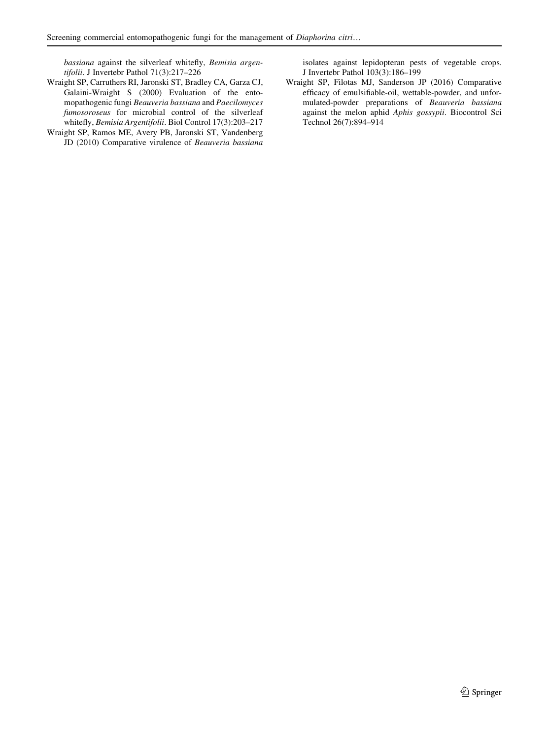*bassiana* against the silverleaf whitefly, *Bemisia argentifolii*. J Invertebr Pathol 71(3):217–226

Wraight SP, Carruthers RI, Jaronski ST, Bradley CA, Garza CJ, Galaini-Wraight S (2000) Evaluation of the entomopathogenic fungi *Beauveria bassiana* and *Paecilomyces fumosoroseus* for microbial control of the silverleaf whitefly, *Bemisia Argentifolii*. Biol Control 17(3):203–217

Wraight SP, Ramos ME, Avery PB, Jaronski ST, Vandenberg JD (2010) Comparative virulence of *Beauveria bassiana* isolates against lepidopteran pests of vegetable crops. J Invertebr Pathol 103(3):186–199

Wraight SP, Filotas MJ, Sanderson JP (2016) Comparative efficacy of emulsifiable-oil, wettable-powder, and unformulated-powder preparations of *Beauveria bassiana* against the melon aphid *Aphis gossypii*. Biocontrol Sci Technol 26(7):894–914